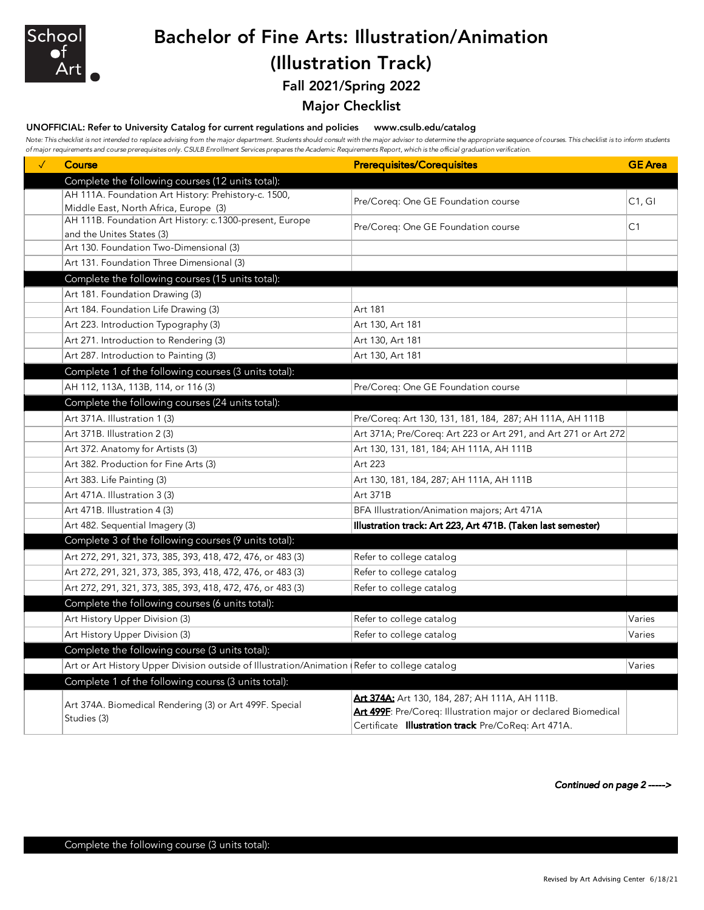School of Art

# Bachelor of Fine Arts: Illustration/Animation (Illustration Track)

## Fall 2021/Spring 2022

## Major Checklist

**UNOFFICIAL: Refer to University Catalog for current regulations and policies www.csulb.edu/catalog**

*Note: This checklist is not intended to replace advising from the major department. Students should consult with the major advisor to determine the appropriate sequence of courses. This checklist is to inform students of major requirements and course prerequisites only. CSULB Enrollment Services prepares the Academic Requirements Report, which is the official graduation verification.*

| ✓ | Course | Prerequisites/Corequisites | GE Area |
|---|---|---|---|
| | **Complete the following courses (12 units total):** | | |
| | AH 111A. Foundation Art History: Prehistory-c. 1500, Middle East, North Africa, Europe (3) | Pre/Coreq: One GE Foundation course | C1, GI |
| | AH 111B. Foundation Art History: c.1300-present, Europe and the Unites States (3) | Pre/Coreq: One GE Foundation course | C1 |
| | Art 130. Foundation Two-Dimensional (3) | | |
| | Art 131. Foundation Three Dimensional (3) | | |
| | **Complete the following courses (15 units total):** | | |
| | Art 181. Foundation Drawing (3) | | |
| | Art 184. Foundation Life Drawing (3) | Art 181 | |
| | Art 223. Introduction Typography (3) | Art 130, Art 181 | |
| | Art 271. Introduction to Rendering (3) | Art 130, Art 181 | |
| | Art 287. Introduction to Painting (3) | Art 130, Art 181 | |
| | **Complete 1 of the following courses (3 units total):** | | |
| | AH 112, 113A, 113B, 114, or 116 (3) | Pre/Coreq: One GE Foundation course | |
| | **Complete the following courses (24 units total):** | | |
| | Art 371A. Illustration 1 (3) | Pre/Coreq: Art 130, 131, 181, 184, 287; AH 111A, AH 111B | |
| | Art 371B. Illustration 2 (3) | Art 371A; Pre/Coreq: Art 223 or Art 291, and Art 271 or Art 272 | |
| | Art 372. Anatomy for Artists (3) | Art 130, 131, 181, 184; AH 111A, AH 111B | |
| | Art 382. Production for Fine Arts (3) | Art 223 | |
| | Art 383. Life Painting (3) | Art 130, 181, 184, 287; AH 111A, AH 111B | |
| | Art 471A. Illustration 3 (3) | Art 371B | |
| | Art 471B. Illustration 4 (3) | BFA Illustration/Animation majors; Art 471A | |
| | Art 482. Sequential Imagery (3) | **Illustration track: Art 223, Art 471B. (Taken last semester)** | |
| | **Complete 3 of the following courses (9 units total):** | | |
| | Art 272, 291, 321, 373, 385, 393, 418, 472, 476, or 483 (3) | Refer to college catalog | |
| | Art 272, 291, 321, 373, 385, 393, 418, 472, 476, or 483 (3) | Refer to college catalog | |
| | Art 272, 291, 321, 373, 385, 393, 418, 472, 476, or 483 (3) | Refer to college catalog | |
| | **Complete the following courses (6 units total):** | | |
| | Art History Upper Division (3) | Refer to college catalog | Varies |
| | Art History Upper Division (3) | Refer to college catalog | Varies |
| | **Complete the following course (3 units total):** | | |
| | Art or Art History Upper Division outside of Illustration/Animation ( | Refer to college catalog | Varies |
| | **Complete 1 of the following courss (3 units total):** | | |
| | Art 374A. Biomedical Rendering (3) or Art 499F. Special Studies (3) | **Art 374A:** Art 130, 184, 287; AH 111A, AH 111B. **Art 499F**: Pre/Coreq: Illustration major or declared Biomedical Certificate **Illustration track** Pre/CoReq: Art 471A. | |

***Continued on page 2 ----->***

**Complete the following course (3 units total):**

Revised by Art Advising Center 6/18/21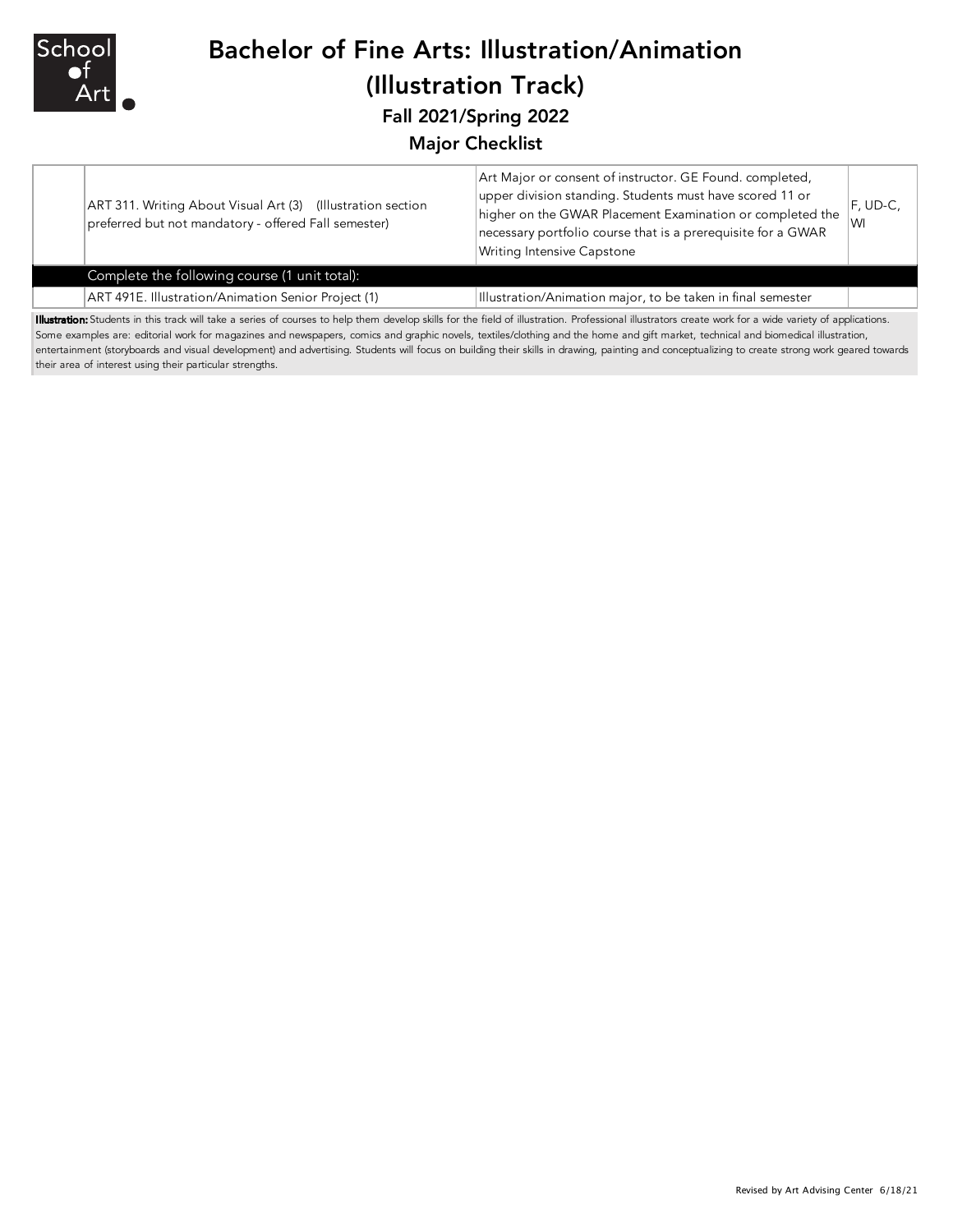# Bachelor of Fine Arts: Illustration/Animation (Illustration Track)

## Fall 2021/Spring 2022

## Major Checklist

| | | | |
|---|---|---|---|
| | ART 311. Writing About Visual Art (3) (Illustration section preferred but not mandatory - offered Fall semester) | Art Major or consent of instructor. GE Found. completed, upper division standing. Students must have scored 11 or higher on the GWAR Placement Examination or completed the necessary portfolio course that is a prerequisite for a GWAR Writing Intensive Capstone | F, UD-C, WI |
| | **Complete the following course (1 unit total):** | | |
| | ART 491E. Illustration/Animation Senior Project (1) | Illustration/Animation major, to be taken in final semester | |

**Illustration:** Students in this track will take a series of courses to help them develop skills for the field of illustration. Professional illustrators create work for a wide variety of applications. Some examples are: editorial work for magazines and newspapers, comics and graphic novels, textiles/clothing and the home and gift market, technical and biomedical illustration, entertainment (storyboards and visual development) and advertising. Students will focus on building their skills in drawing, painting and conceptualizing to create strong work geared towards their area of interest using their particular strengths.

Revised by Art Advising Center 6/18/21